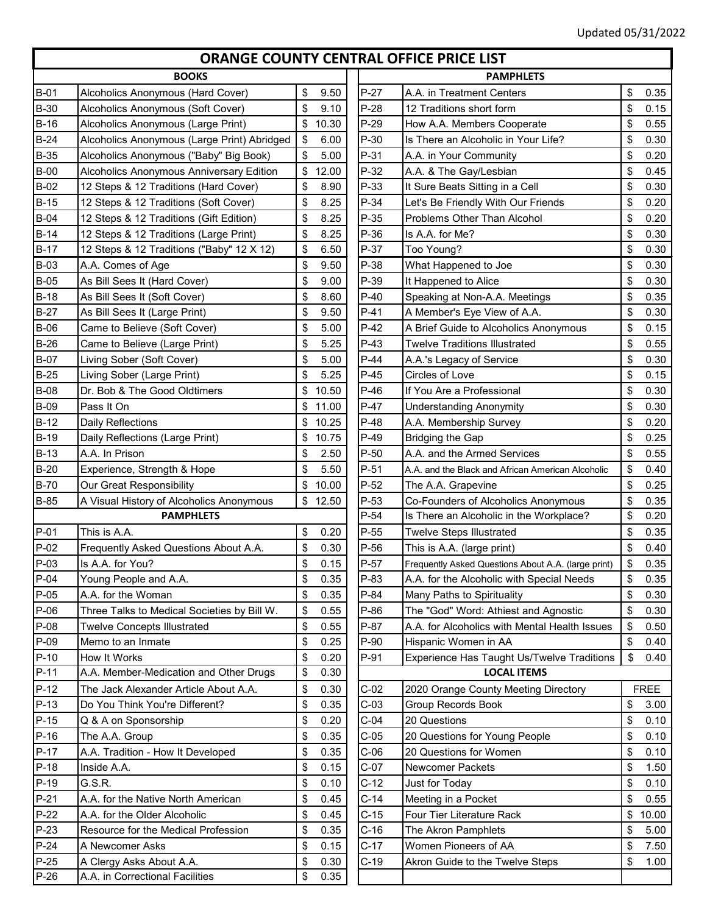Updated 05/31/2022

# ORANGE COUNTY CENTRAL OFFICE PRICE LIST

## BOOKS

| Code | Title | Price |
|---|---|---|
| B-01 | Alcoholics Anonymous (Hard Cover) | $ 9.50 |
| B-30 | Alcoholics Anonymous (Soft Cover) | $ 9.10 |
| B-16 | Alcoholics Anonymous (Large Print) | $ 10.30 |
| B-24 | Alcoholics Anonymous (Large Print) Abridged | $ 6.00 |
| B-35 | Alcoholics Anonymous ("Baby" Big Book) | $ 5.00 |
| B-00 | Alcoholics Anonymous Anniversary Edition | $ 12.00 |
| B-02 | 12 Steps & 12 Traditions (Hard Cover) | $ 8.90 |
| B-15 | 12 Steps & 12 Traditions (Soft Cover) | $ 8.25 |
| B-04 | 12 Steps & 12 Traditions (Gift Edition) | $ 8.25 |
| B-14 | 12 Steps & 12 Traditions (Large Print) | $ 8.25 |
| B-17 | 12 Steps & 12 Traditions ("Baby" 12 X 12) | $ 6.50 |
| B-03 | A.A. Comes of Age | $ 9.50 |
| B-05 | As Bill Sees It (Hard Cover) | $ 9.00 |
| B-18 | As Bill Sees It (Soft Cover) | $ 8.60 |
| B-27 | As Bill Sees It (Large Print) | $ 9.50 |
| B-06 | Came to Believe (Soft Cover) | $ 5.00 |
| B-26 | Came to Believe (Large Print) | $ 5.25 |
| B-07 | Living Sober (Soft Cover) | $ 5.00 |
| B-25 | Living Sober (Large Print) | $ 5.25 |
| B-08 | Dr. Bob & The Good Oldtimers | $ 10.50 |
| B-09 | Pass It On | $ 11.00 |
| B-12 | Daily Reflections | $ 10.25 |
| B-19 | Daily Reflections (Large Print) | $ 10.75 |
| B-13 | A.A. In Prison | $ 2.50 |
| B-20 | Experience, Strength & Hope | $ 5.50 |
| B-70 | Our Great Responsibility | $ 10.00 |
| B-85 | A Visual History of Alcoholics Anonymous | $ 12.50 |

## PAMPHLETS

| Code | Title | Price |
|---|---|---|
| P-01 | This is A.A. | $ 0.20 |
| P-02 | Frequently Asked Questions About A.A. | $ 0.30 |
| P-03 | Is A.A. for You? | $ 0.15 |
| P-04 | Young People and A.A. | $ 0.35 |
| P-05 | A.A. for the Woman | $ 0.35 |
| P-06 | Three Talks to Medical Societies by Bill W. | $ 0.55 |
| P-08 | Twelve Concepts Illustrated | $ 0.55 |
| P-09 | Memo to an Inmate | $ 0.25 |
| P-10 | How It Works | $ 0.20 |
| P-11 | A.A. Member-Medication and Other Drugs | $ 0.30 |
| P-12 | The Jack Alexander Article About A.A. | $ 0.30 |
| P-13 | Do You Think You're Different? | $ 0.35 |
| P-15 | Q & A on Sponsorship | $ 0.20 |
| P-16 | The A.A. Group | $ 0.35 |
| P-17 | A.A. Tradition - How It Developed | $ 0.35 |
| P-18 | Inside A.A. | $ 0.15 |
| P-19 | G.S.R. | $ 0.10 |
| P-21 | A.A. for the Native North American | $ 0.45 |
| P-22 | A.A. for the Older Alcoholic | $ 0.45 |
| P-23 | Resource for the Medical Profession | $ 0.35 |
| P-24 | A Newcomer Asks | $ 0.15 |
| P-25 | A Clergy Asks About A.A. | $ 0.30 |
| P-26 | A.A. in Correctional Facilities | $ 0.35 |

## PAMPHLETS

| Code | Title | Price |
|---|---|---|
| P-27 | A.A. in Treatment Centers | $ 0.35 |
| P-28 | 12 Traditions short form | $ 0.15 |
| P-29 | How A.A. Members Cooperate | $ 0.55 |
| P-30 | Is There an Alcoholic in Your Life? | $ 0.30 |
| P-31 | A.A. in Your Community | $ 0.20 |
| P-32 | A.A. & The Gay/Lesbian | $ 0.45 |
| P-33 | It Sure Beats Sitting in a Cell | $ 0.30 |
| P-34 | Let's Be Friendly With Our Friends | $ 0.20 |
| P-35 | Problems Other Than Alcohol | $ 0.20 |
| P-36 | Is A.A. for Me? | $ 0.30 |
| P-37 | Too Young? | $ 0.30 |
| P-38 | What Happened to Joe | $ 0.30 |
| P-39 | It Happened to Alice | $ 0.30 |
| P-40 | Speaking at Non-A.A. Meetings | $ 0.35 |
| P-41 | A Member's Eye View of A.A. | $ 0.30 |
| P-42 | A Brief Guide to Alcoholics Anonymous | $ 0.15 |
| P-43 | Twelve Traditions Illustrated | $ 0.55 |
| P-44 | A.A.'s Legacy of Service | $ 0.30 |
| P-45 | Circles of Love | $ 0.15 |
| P-46 | If You Are a Professional | $ 0.30 |
| P-47 | Understanding Anonymity | $ 0.30 |
| P-48 | A.A. Membership Survey | $ 0.20 |
| P-49 | Bridging the Gap | $ 0.25 |
| P-50 | A.A. and the Armed Services | $ 0.55 |
| P-51 | A.A. and the Black and African American Alcoholic | $ 0.40 |
| P-52 | The A.A. Grapevine | $ 0.25 |
| P-53 | Co-Founders of Alcoholics Anonymous | $ 0.35 |
| P-54 | Is There an Alcoholic in the Workplace? | $ 0.20 |
| P-55 | Twelve Steps Illustrated | $ 0.35 |
| P-56 | This is A.A. (large print) | $ 0.40 |
| P-57 | Frequently Asked Questions About A.A. (large print) | $ 0.35 |
| P-83 | A.A. for the Alcoholic with Special Needs | $ 0.35 |
| P-84 | Many Paths to Spirituality | $ 0.30 |
| P-86 | The "God" Word: Athiest and Agnostic | $ 0.30 |
| P-87 | A.A. for Alcoholics with Mental Health Issues | $ 0.50 |
| P-90 | Hispanic Women in AA | $ 0.40 |
| P-91 | Experience Has Taught Us/Twelve Traditions | $ 0.40 |

## LOCAL ITEMS

| Code | Title | Price |
|---|---|---|
| C-02 | 2020 Orange County Meeting Directory | FREE |
| C-03 | Group Records Book | $ 3.00 |
| C-04 | 20 Questions | $ 0.10 |
| C-05 | 20 Questions for Young People | $ 0.10 |
| C-06 | 20 Questions for Women | $ 0.10 |
| C-07 | Newcomer Packets | $ 1.50 |
| C-12 | Just for Today | $ 0.10 |
| C-14 | Meeting in a Pocket | $ 0.55 |
| C-15 | Four Tier Literature Rack | $ 10.00 |
| C-16 | The Akron Pamphlets | $ 5.00 |
| C-17 | Women Pioneers of AA | $ 7.50 |
| C-19 | Akron Guide to the Twelve Steps | $ 1.00 |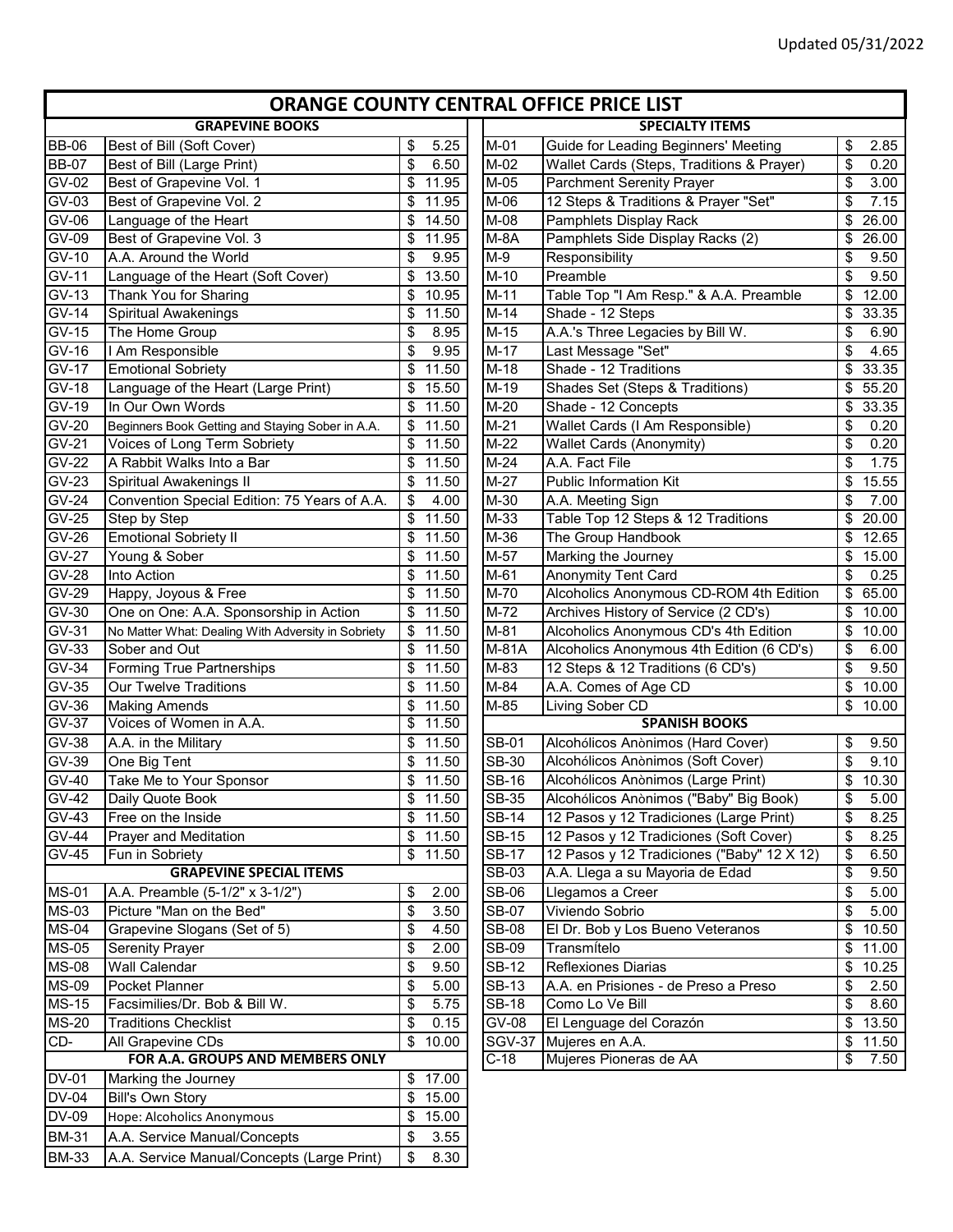Updated 05/31/2022

# ORANGE COUNTY CENTRAL OFFICE PRICE LIST

## GRAPEVINE BOOKS

| | | |
|---|---|---|
| BB-06 | Best of Bill (Soft Cover) | $ 5.25 |
| BB-07 | Best of Bill (Large Print) | $ 6.50 |
| GV-02 | Best of Grapevine Vol. 1 | $ 11.95 |
| GV-03 | Best of Grapevine Vol. 2 | $ 11.95 |
| GV-06 | Language of the Heart | $ 14.50 |
| GV-09 | Best of Grapevine Vol. 3 | $ 11.95 |
| GV-10 | A.A. Around the World | $ 9.95 |
| GV-11 | Language of the Heart (Soft Cover) | $ 13.50 |
| GV-13 | Thank You for Sharing | $ 10.95 |
| GV-14 | Spiritual Awakenings | $ 11.50 |
| GV-15 | The Home Group | $ 8.95 |
| GV-16 | I Am Responsible | $ 9.95 |
| GV-17 | Emotional Sobriety | $ 11.50 |
| GV-18 | Language of the Heart (Large Print) | $ 15.50 |
| GV-19 | In Our Own Words | $ 11.50 |
| GV-20 | Beginners Book Getting and Staying Sober in A.A. | $ 11.50 |
| GV-21 | Voices of Long Term Sobriety | $ 11.50 |
| GV-22 | A Rabbit Walks Into a Bar | $ 11.50 |
| GV-23 | Spiritual Awakenings II | $ 11.50 |
| GV-24 | Convention Special Edition: 75 Years of A.A. | $ 4.00 |
| GV-25 | Step by Step | $ 11.50 |
| GV-26 | Emotional Sobriety II | $ 11.50 |
| GV-27 | Young & Sober | $ 11.50 |
| GV-28 | Into Action | $ 11.50 |
| GV-29 | Happy, Joyous & Free | $ 11.50 |
| GV-30 | One on One: A.A. Sponsorship in Action | $ 11.50 |
| GV-31 | No Matter What: Dealing With Adversity in Sobriety | $ 11.50 |
| GV-33 | Sober and Out | $ 11.50 |
| GV-34 | Forming True Partnerships | $ 11.50 |
| GV-35 | Our Twelve Traditions | $ 11.50 |
| GV-36 | Making Amends | $ 11.50 |
| GV-37 | Voices of Women in A.A. | $ 11.50 |
| GV-38 | A.A. in the Military | $ 11.50 |
| GV-39 | One Big Tent | $ 11.50 |
| GV-40 | Take Me to Your Sponsor | $ 11.50 |
| GV-42 | Daily Quote Book | $ 11.50 |
| GV-43 | Free on the Inside | $ 11.50 |
| GV-44 | Prayer and Meditation | $ 11.50 |
| GV-45 | Fun in Sobriety | $ 11.50 |

## GRAPEVINE SPECIAL ITEMS

| | | |
|---|---|---|
| MS-01 | A.A. Preamble (5-1/2" x 3-1/2") | $ 2.00 |
| MS-03 | Picture "Man on the Bed" | $ 3.50 |
| MS-04 | Grapevine Slogans (Set of 5) | $ 4.50 |
| MS-05 | Serenity Prayer | $ 2.00 |
| MS-08 | Wall Calendar | $ 9.50 |
| MS-09 | Pocket Planner | $ 5.00 |
| MS-15 | Facsimilies/Dr. Bob & Bill W. | $ 5.75 |
| MS-20 | Traditions Checklist | $ 0.15 |
| CD- | All Grapevine CDs | $ 10.00 |

## FOR A.A. GROUPS AND MEMBERS ONLY

| | | |
|---|---|---|
| DV-01 | Marking the Journey | $ 17.00 |
| DV-04 | Bill's Own Story | $ 15.00 |
| DV-09 | Hope: Alcoholics Anonymous | $ 15.00 |
| BM-31 | A.A. Service Manual/Concepts | $ 3.55 |
| BM-33 | A.A. Service Manual/Concepts (Large Print) | $ 8.30 |

## SPECIALTY ITEMS

| | | |
|---|---|---|
| M-01 | Guide for Leading Beginners' Meeting | $ 2.85 |
| M-02 | Wallet Cards (Steps, Traditions & Prayer) | $ 0.20 |
| M-05 | Parchment Serenity Prayer | $ 3.00 |
| M-06 | 12 Steps & Traditions & Prayer "Set" | $ 7.15 |
| M-08 | Pamphlets Display Rack | $ 26.00 |
| M-8A | Pamphlets Side Display Racks (2) | $ 26.00 |
| M-9 | Responsibility | $ 9.50 |
| M-10 | Preamble | $ 9.50 |
| M-11 | Table Top "I Am Resp." & A.A. Preamble | $ 12.00 |
| M-14 | Shade - 12 Steps | $ 33.35 |
| M-15 | A.A.'s Three Legacies by Bill W. | $ 6.90 |
| M-17 | Last Message "Set" | $ 4.65 |
| M-18 | Shade - 12 Traditions | $ 33.35 |
| M-19 | Shades Set (Steps & Traditions) | $ 55.20 |
| M-20 | Shade - 12 Concepts | $ 33.35 |
| M-21 | Wallet Cards (I Am Responsible) | $ 0.20 |
| M-22 | Wallet Cards (Anonymity) | $ 0.20 |
| M-24 | A.A. Fact File | $ 1.75 |
| M-27 | Public Information Kit | $ 15.55 |
| M-30 | A.A. Meeting Sign | $ 7.00 |
| M-33 | Table Top 12 Steps & 12 Traditions | $ 20.00 |
| M-36 | The Group Handbook | $ 12.65 |
| M-57 | Marking the Journey | $ 15.00 |
| M-61 | Anonymity Tent Card | $ 0.25 |
| M-70 | Alcoholics Anonymous CD-ROM 4th Edition | $ 65.00 |
| M-72 | Archives History of Service (2 CD's) | $ 10.00 |
| M-81 | Alcoholics Anonymous CD's 4th Edition | $ 10.00 |
| M-81A | Alcoholics Anonymous 4th Edition (6 CD's) | $ 6.00 |
| M-83 | 12 Steps & 12 Traditions (6 CD's) | $ 9.50 |
| M-84 | A.A. Comes of Age CD | $ 10.00 |
| M-85 | Living Sober CD | $ 10.00 |

## SPANISH BOOKS

| | | |
|---|---|---|
| SB-01 | Alcohólicos Anònimos (Hard Cover) | $ 9.50 |
| SB-30 | Alcohólicos Anònimos (Soft Cover) | $ 9.10 |
| SB-16 | Alcohólicos Anònimos (Large Print) | $ 10.30 |
| SB-35 | Alcohólicos Anònimos ("Baby" Big Book) | $ 5.00 |
| SB-14 | 12 Pasos y 12 Tradiciones (Large Print) | $ 8.25 |
| SB-15 | 12 Pasos y 12 Tradiciones (Soft Cover) | $ 8.25 |
| SB-17 | 12 Pasos y 12 Tradiciones ("Baby" 12 X 12) | $ 6.50 |
| SB-03 | A.A. Llega a su Mayoria de Edad | $ 9.50 |
| SB-06 | Llegamos a Creer | $ 5.00 |
| SB-07 | Viviendo Sobrio | $ 5.00 |
| SB-08 | El Dr. Bob y Los Bueno Veteranos | $ 10.50 |
| SB-09 | Transmítelo | $ 11.00 |
| SB-12 | Reflexiones Diarias | $ 10.25 |
| SB-13 | A.A. en Prisiones - de Preso a Preso | $ 2.50 |
| SB-18 | Como Lo Ve Bill | $ 8.60 |
| GV-08 | El Lenguage del Corazón | $ 13.50 |
| SGV-37 | Mujeres en A.A. | $ 11.50 |
| C-18 | Mujeres Pioneras de AA | $ 7.50 |